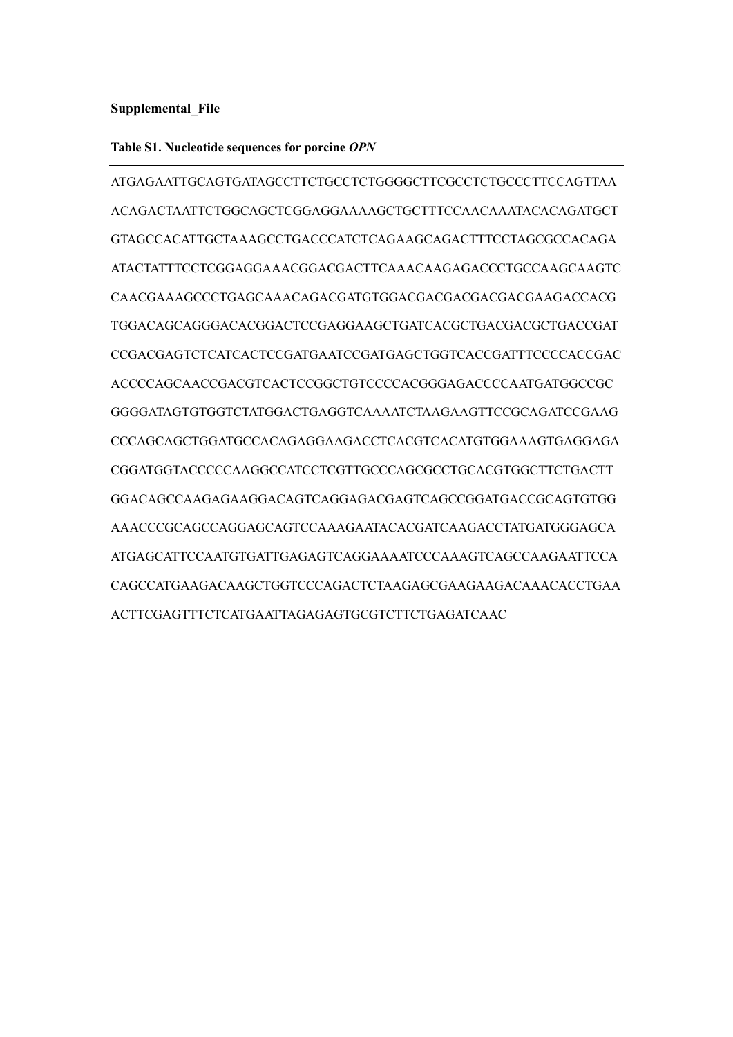**Supplemental_File**

**Table S1. Nucleotide sequences for porcine *OPN***

ATGAGAATTGCAGTGATAGCCTTCTGCCTCTGGGGCTTCGCCTCTGCCCTTCCAGTTAA
ACAGACTAATTCTGGCAGCTCGGAGGAAAAGCTGCTTTCCAACAAATACACAGATGCT
GTAGCCACATTGCTAAAGCCTGACCCATCTCAGAAGCAGACTTTCCTAGCGCCACAGA
ATACTATTTCCTCGGAGGAAACGGACGACTTCAAACAAGAGACCCTGCCAAGCAAGTC
CAACGAAAGCCCTGAGCAAACAGACGATGTGGACGACGACGACGACGAAGACCACG
TGGACAGCAGGGACACGGACTCCGAGGAAGCTGATCACGCTGACGACGCTGACCGAT
CCGACGAGTCTCATCACTCCGATGAATCCGATGAGCTGGTCACCGATTTCCCCACCGAC
ACCCCAGCAACCGACGTCACTCCGGCTGTCCCCACGGGAGACCCCAATGATGGCCGC
GGGGATAGTGTGGTCTATGGACTGAGGTCAAAATCTAAGAAGTTCCGCAGATCCGAAG
CCCAGCAGCTGGATGCCACAGAGGAAGACCTCACGTCACATGTGGAAAGTGAGGAGA
CGGATGGTACCCCCAAGGCCATCCTCGTTGCCCAGCGCCTGCACGTGGCTTCTGACTT
GGACAGCCAAGAGAAGGACAGTCAGGAGACGAGTCAGCCGGATGACCGCAGTGTGG
AAACCCGCAGCCAGGAGCAGTCCAAAGAATACACGATCAAGACCTATGATGGGAGCA
ATGAGCATTCCAATGTGATTGAGAGTCAGGAAAATCCCAAAGTCAGCCAAGAATTCCA
CAGCCATGAAGACAAGCTGGTCCCAGACTCTAAGAGCGAAGAAGACAAACACCTGAA
ACTTCGAGTTTCTCATGAATTAGAGAGTGCGTCTTCTGAGATCAAC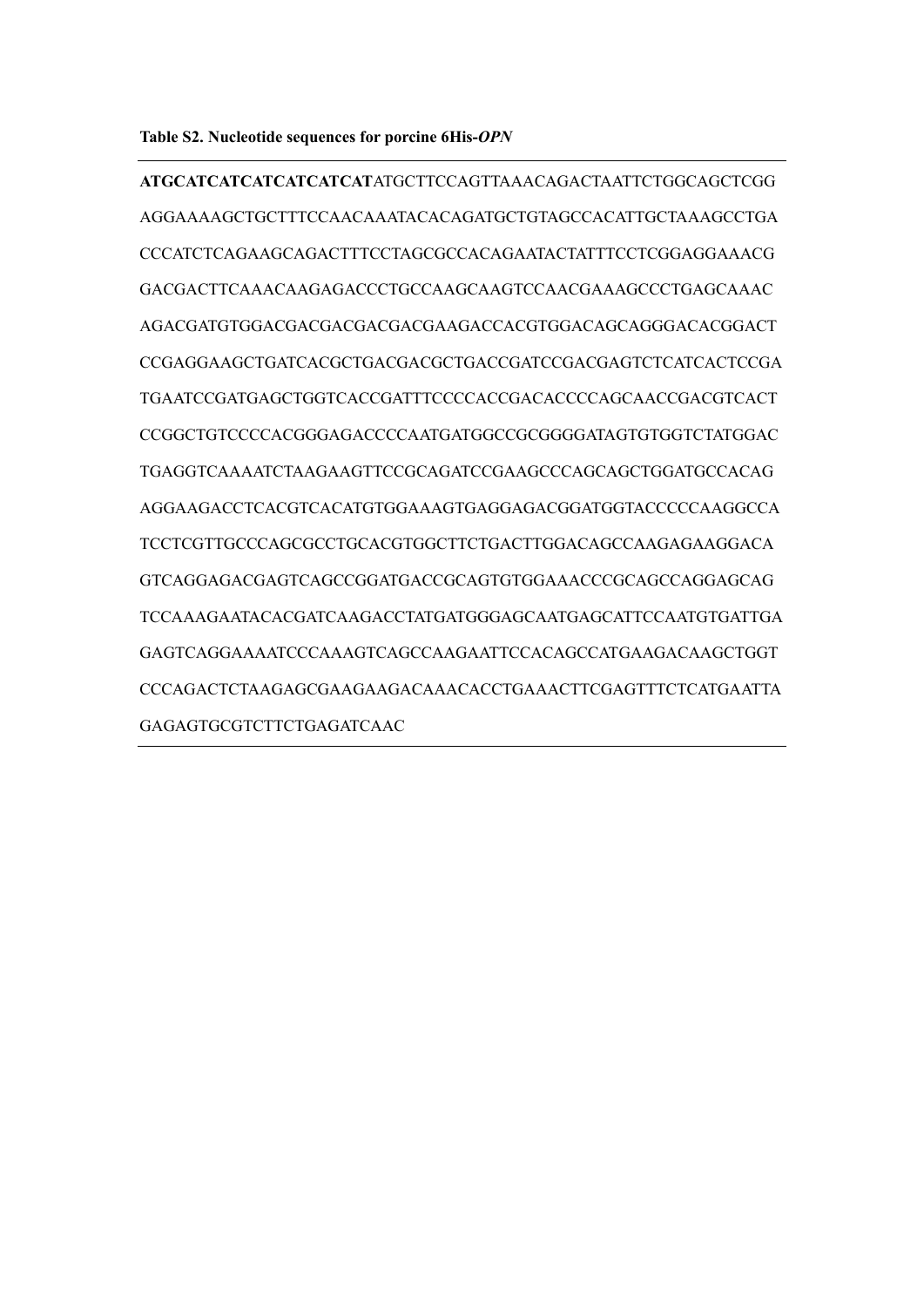**Table S2. Nucleotide sequences for porcine 6His-*OPN***

---

**ATGCATCATCATCATCATCAT**ATGCTTCCAGTTAAACAGACTAATTCTGGCAGCTCGG
AGGAAAAGCTGCTTTCCAACAAATACACAGATGCTGTAGCCACATTGCTAAAGCCTGA
CCCATCTCAGAAGCAGACTTTCCTAGCGCCACAGAATACTATTTCCTCGGAGGAAACG
GACGACTTCAAACAAGAGACCCTGCCAAGCAAGTCCAACGAAAGCCCTGAGCAAAC
AGACGATGTGGACGACGACGACGACGAAGACCACGTGGACAGCAGGGACACGGACT
CCGAGGAAGCTGATCACGCTGACGACGCTGACCGATCCGACGAGTCTCATCACTCCGA
TGAATCCGATGAGCTGGTCACCGATTTCCCCACCGACACCCCAGCAACCGACGTCACT
CCGGCTGTCCCCACGGGAGACCCCAATGATGGCCGCGGGGATAGTGTGGTCTATGGAC
TGAGGTCAAAATCTAAGAAGTTCCGCAGATCCGAAGCCCAGCAGCTGGATGCCACAG
AGGAAGACCTCACGTCACATGTGGAAAGTGAGGAGACGGATGGTACCCCCAAGGCCA
TCCTCGTTGCCCAGCGCCTGCACGTGGCTTCTGACTTGGACAGCCAAGAGAAGGACA
GTCAGGAGACGAGTCAGCCGGATGACCGCAGTGTGGAAACCCGCAGCCAGGAGCAG
TCCAAAGAATACACGATCAAGACCTATGATGGGAGCAATGAGCATTCCAATGTGATTGA
GAGTCAGGAAAATCCCAAAGTCAGCCAAGAATTCCACAGCCATGAAGACAAGCTGGT
CCCAGACTCTAAGAGCGAAGAAGACAAACACCTGAAACTTCGAGTTTCTCATGAATTA
GAGAGTGCGTCTTCTGAGATCAAC

---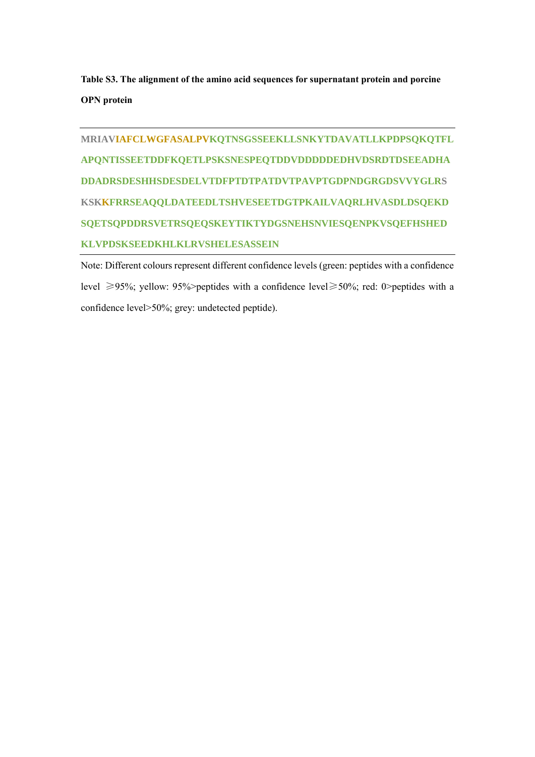**Table S3. The alignment of the amino acid sequences for supernatant protein and porcine OPN protein**

MRIAVIAFCLWGFASALPVKQTNSGSSEEKLLSNKYTDAVATLLKPDPSQKQTFL
APQNTISSEETDDFKQETLPSKSNESPEQTDDVDDDDDEDHVDSRDTDSEEADHA
DDADRSDESHHSDESDELVTDFPTDTPATDVTPAVPTGDPNDGRGDSVVYGLRS
KSKKFRRSEAQQLDATEEDLTSHVESEETDGTPKAILVAQRLHVASDLDSQEKD
SQETSQPDDRSVETRSQEQSKEYTIKTYDGSNEHSNVIESQENPKVSQEFHSHED
KLVPDSKSEEDKHLKLRVSHELESASSEIN

Note: Different colours represent different confidence levels (green: peptides with a confidence level ≥95%; yellow: 95%>peptides with a confidence level≥50%; red: 0>peptides with a confidence level>50%; grey: undetected peptide).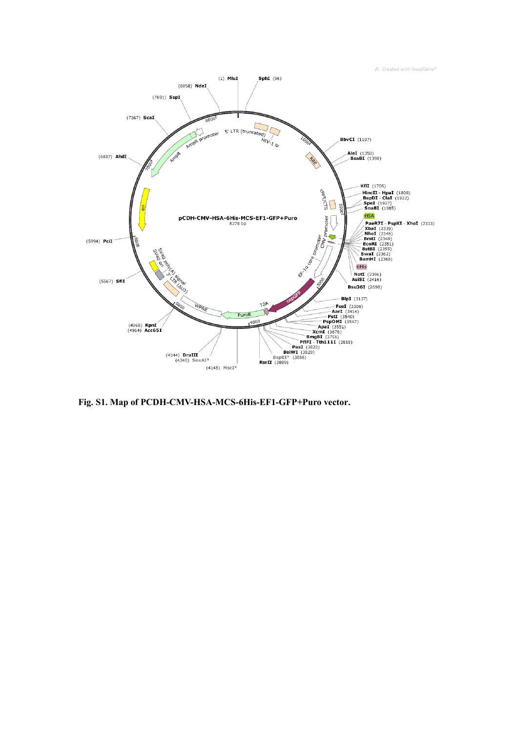**Fig. S1. Map of PCDH-CMV-HSA-MCS-6His-EF1-GFP+Puro vector.**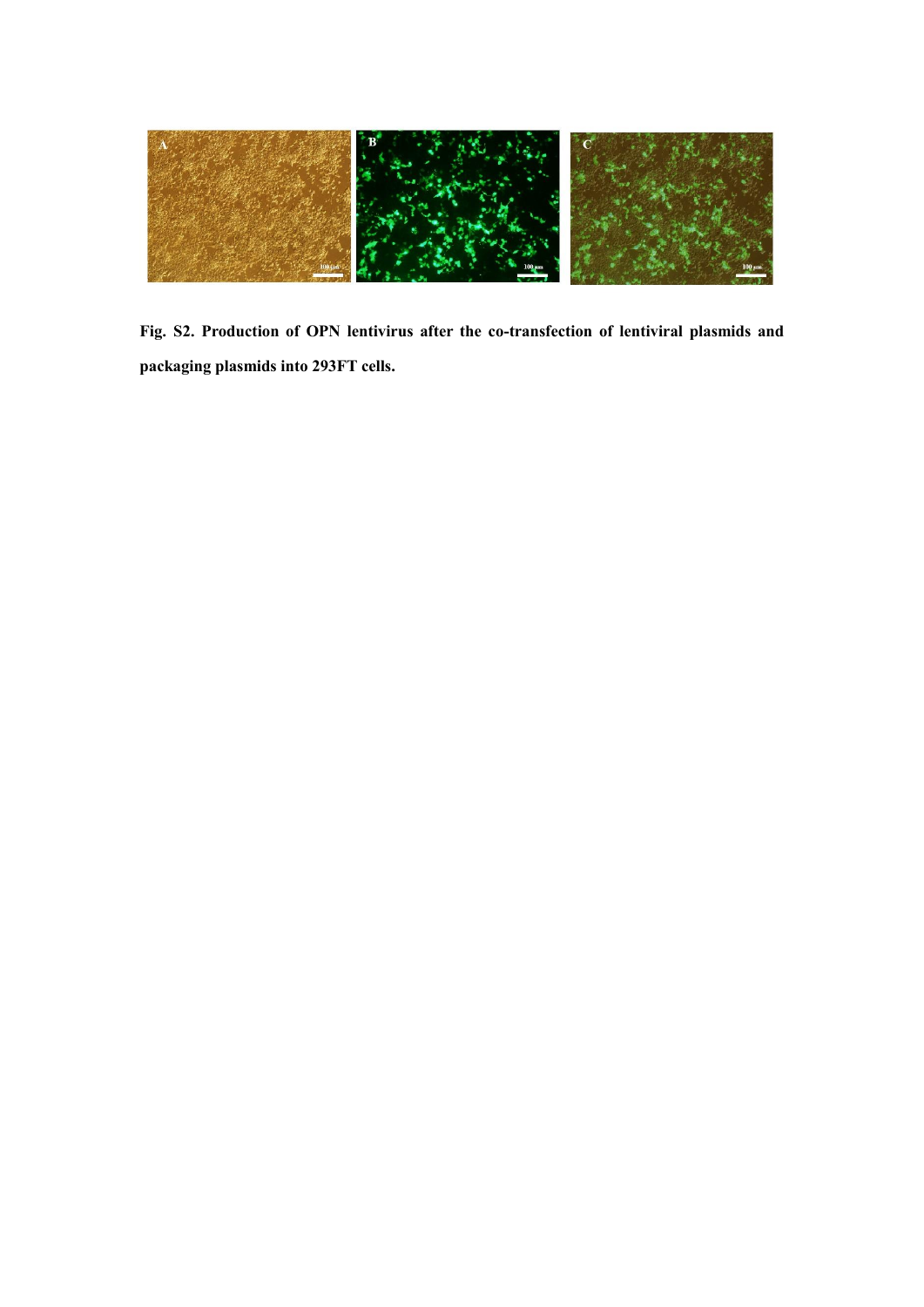**Fig. S2. Production of OPN lentivirus after the co-transfection of lentiviral plasmids and packaging plasmids into 293FT cells.**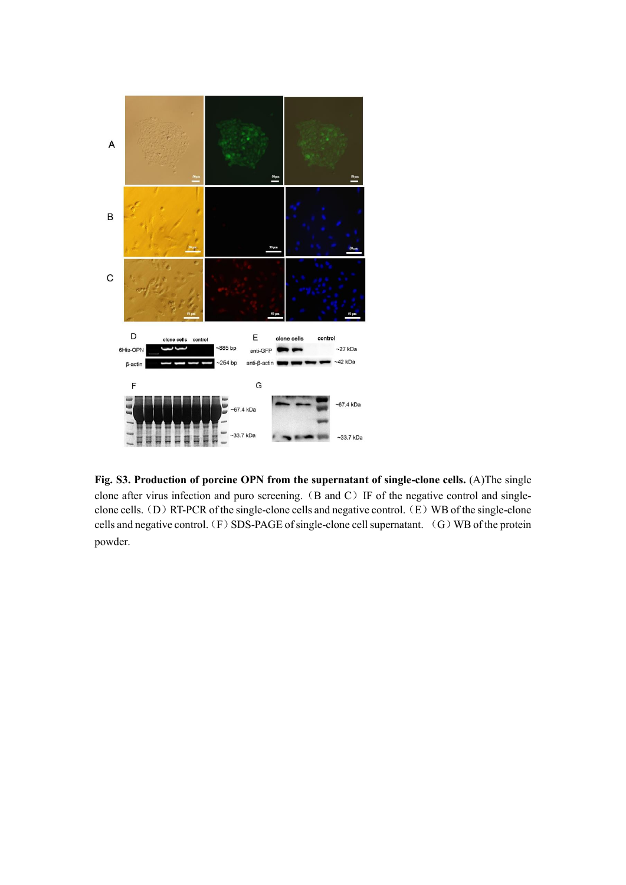**Fig. S3. Production of porcine OPN from the supernatant of single-clone cells.** (A)The single clone after virus infection and puro screening.（B and C）IF of the negative control and single-clone cells.（D）RT-PCR of the single-clone cells and negative control.（E）WB of the single-clone cells and negative control.（F）SDS-PAGE of single-clone cell supernatant. （G）WB of the protein powder.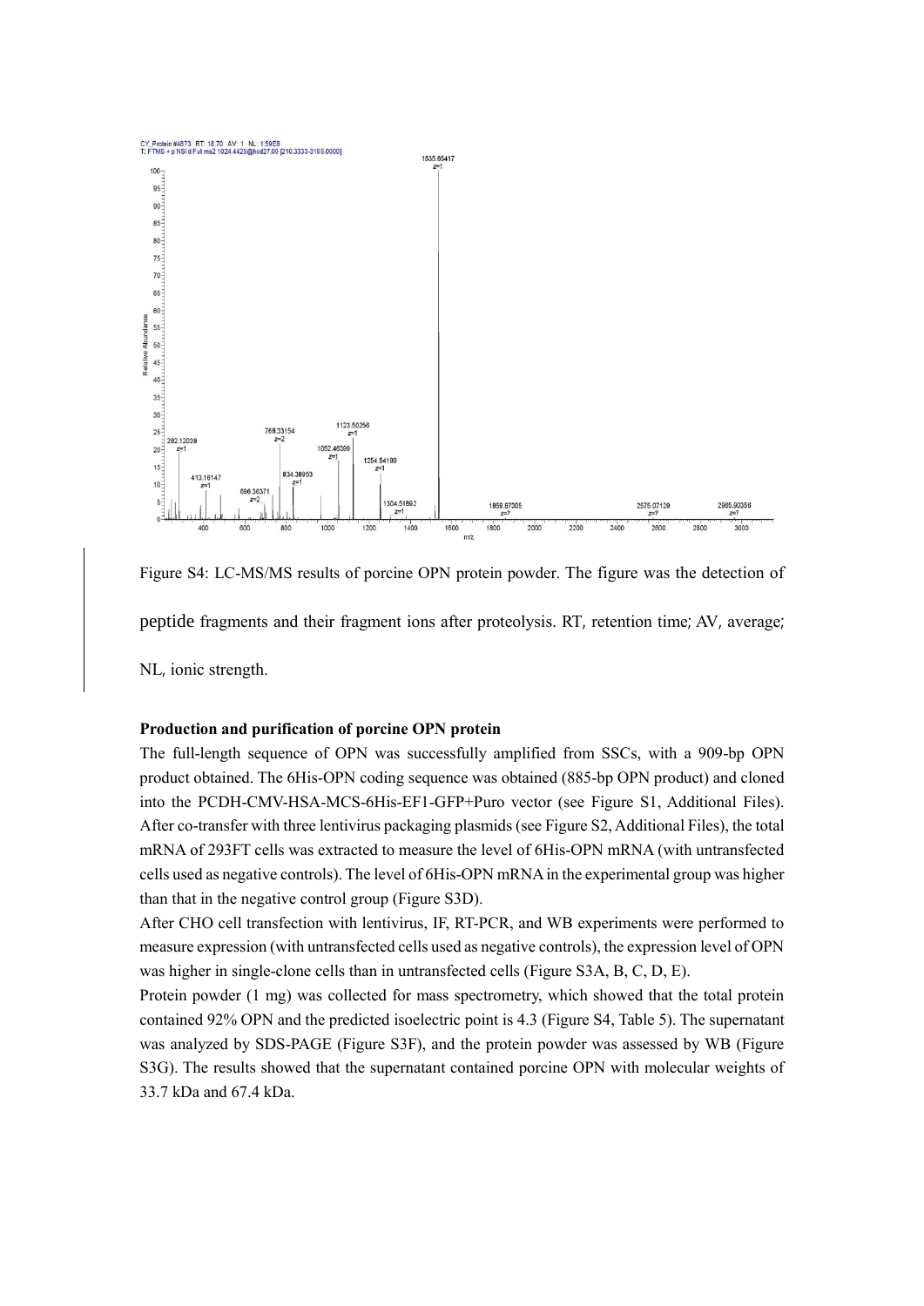CY_Protein #4873 RT: 18.70 AV: 1 NL: 1.59E8
T: FTMS + p NSI d Full ms2 1024.4425@hcd27.00 [210.3333-3155.0000]

Relative Abundance

m/z

1535.65417 z=1

282.12039 z=1

413.16147 z=1

696.30371 z=2

768.33154 z=2

834.38953 z=1

1052.46398 z=1

1123.50256 z=1

1254.54199 z=1

1304.51892 z=1

1859.87305 z=?

2575.07129 z=?

2985.90356 z=?

Figure S4: LC-MS/MS results of porcine OPN protein powder. The figure was the detection of peptide fragments and their fragment ions after proteolysis. RT, retention time; AV, average; NL, ionic strength.

**Production and purification of porcine OPN protein**

The full-length sequence of OPN was successfully amplified from SSCs, with a 909-bp OPN product obtained. The 6His-OPN coding sequence was obtained (885-bp OPN product) and cloned into the PCDH-CMV-HSA-MCS-6His-EF1-GFP+Puro vector (see Figure S1, Additional Files). After co-transfer with three lentivirus packaging plasmids (see Figure S2, Additional Files), the total mRNA of 293FT cells was extracted to measure the level of 6His-OPN mRNA (with untransfected cells used as negative controls). The level of 6His-OPN mRNA in the experimental group was higher than that in the negative control group (Figure S3D).

After CHO cell transfection with lentivirus, IF, RT-PCR, and WB experiments were performed to measure expression (with untransfected cells used as negative controls), the expression level of OPN was higher in single-clone cells than in untransfected cells (Figure S3A, B, C, D, E).

Protein powder (1 mg) was collected for mass spectrometry, which showed that the total protein contained 92% OPN and the predicted isoelectric point is 4.3 (Figure S4, Table 5). The supernatant was analyzed by SDS-PAGE (Figure S3F), and the protein powder was assessed by WB (Figure S3G). The results showed that the supernatant contained porcine OPN with molecular weights of 33.7 kDa and 67.4 kDa.